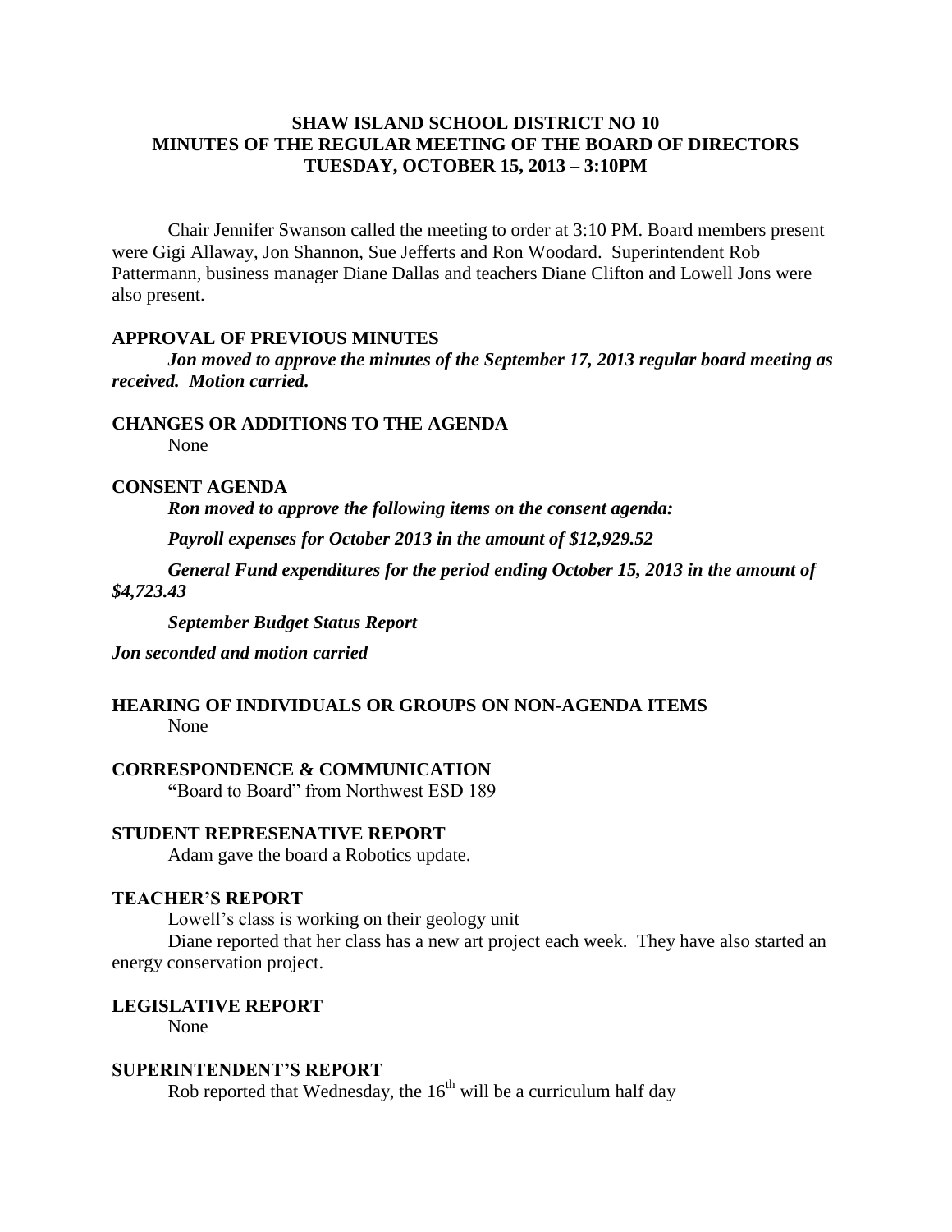# SHAW ISLAND SCHOOL DISTRICT NO 10
# MINUTES OF THE REGULAR MEETING OF THE BOARD OF DIRECTORS
# TUESDAY, OCTOBER 15, 2013 – 3:10PM

Chair Jennifer Swanson called the meeting to order at 3:10 PM. Board members present were Gigi Allaway, Jon Shannon, Sue Jefferts and Ron Woodard. Superintendent Rob Pattermann, business manager Diane Dallas and teachers Diane Clifton and Lowell Jons were also present.

### APPROVAL OF PREVIOUS MINUTES

***Jon moved to approve the minutes of the September 17, 2013 regular board meeting as received. Motion carried.***

### CHANGES OR ADDITIONS TO THE AGENDA

None

### CONSENT AGENDA

***Ron moved to approve the following items on the consent agenda:***

***Payroll expenses for October 2013 in the amount of $12,929.52***

***General Fund expenditures for the period ending October 15, 2013 in the amount of $4,723.43***

***September Budget Status Report***

***Jon seconded and motion carried***

### HEARING OF INDIVIDUALS OR GROUPS ON NON-AGENDA ITEMS

None

### CORRESPONDENCE & COMMUNICATION

"Board to Board" from Northwest ESD 189

### STUDENT REPRESENATIVE REPORT

Adam gave the board a Robotics update.

### TEACHER'S REPORT

Lowell's class is working on their geology unit

Diane reported that her class has a new art project each week. They have also started an energy conservation project.

### LEGISLATIVE REPORT

None

### SUPERINTENDENT'S REPORT

Rob reported that Wednesday, the 16th will be a curriculum half day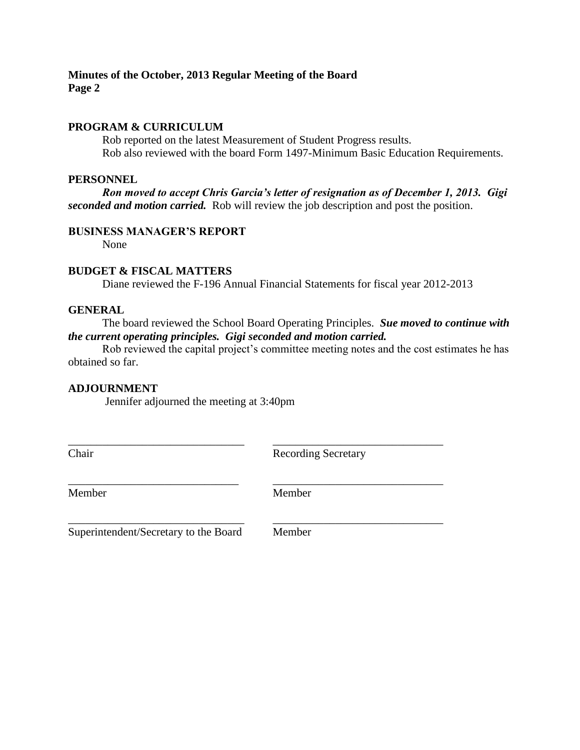**Minutes of the October, 2013 Regular Meeting of the Board**
**Page 2**

## PROGRAM & CURRICULUM

Rob reported on the latest Measurement of Student Progress results.
Rob also reviewed with the board Form 1497-Minimum Basic Education Requirements.

## PERSONNEL

***Ron moved to accept Chris Garcia's letter of resignation as of December 1, 2013. Gigi seconded and motion carried.*** Rob will review the job description and post the position.

## BUSINESS MANAGER'S REPORT

None

## BUDGET & FISCAL MATTERS

Diane reviewed the F-196 Annual Financial Statements for fiscal year 2012-2013

## GENERAL

The board reviewed the School Board Operating Principles. ***Sue moved to continue with the current operating principles. Gigi seconded and motion carried.***

Rob reviewed the capital project's committee meeting notes and the cost estimates he has obtained so far.

## ADJOURNMENT

Jennifer adjourned the meeting at 3:40pm

| | |
|---|---|
| _______________________________ | _______________________________ |
| Chair | Recording Secretary |
| _______________________________ | _______________________________ |
| Member | Member |
| _______________________________ | _______________________________ |
| Superintendent/Secretary to the Board | Member |